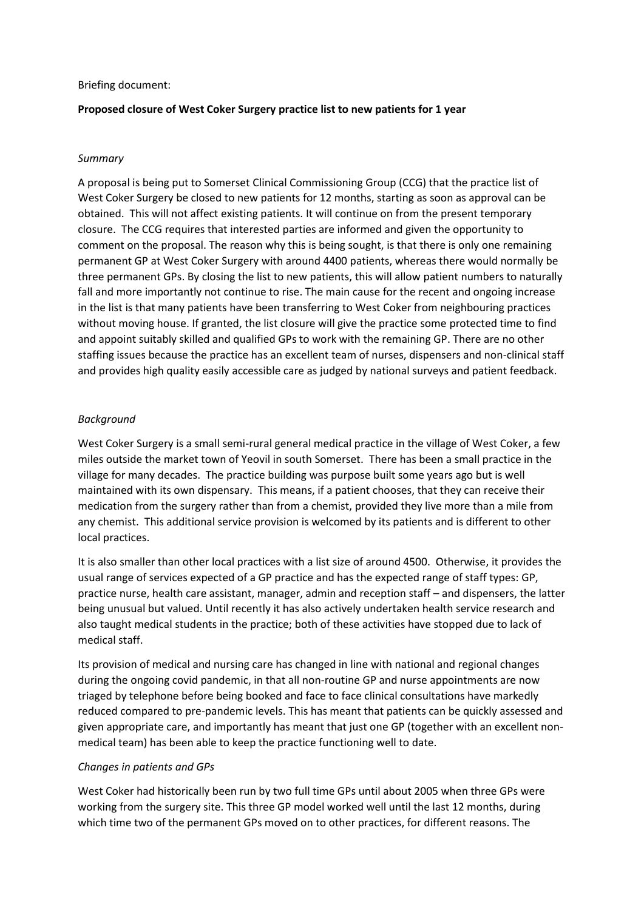Briefing document:

**Proposed closure of West Coker Surgery practice list to new patients for 1 year**

*Summary*

A proposal is being put to Somerset Clinical Commissioning Group (CCG) that the practice list of West Coker Surgery be closed to new patients for 12 months, starting as soon as approval can be obtained. This will not affect existing patients. It will continue on from the present temporary closure. The CCG requires that interested parties are informed and given the opportunity to comment on the proposal. The reason why this is being sought, is that there is only one remaining permanent GP at West Coker Surgery with around 4400 patients, whereas there would normally be three permanent GPs. By closing the list to new patients, this will allow patient numbers to naturally fall and more importantly not continue to rise. The main cause for the recent and ongoing increase in the list is that many patients have been transferring to West Coker from neighbouring practices without moving house. If granted, the list closure will give the practice some protected time to find and appoint suitably skilled and qualified GPs to work with the remaining GP. There are no other staffing issues because the practice has an excellent team of nurses, dispensers and non-clinical staff and provides high quality easily accessible care as judged by national surveys and patient feedback.

*Background*

West Coker Surgery is a small semi-rural general medical practice in the village of West Coker, a few miles outside the market town of Yeovil in south Somerset. There has been a small practice in the village for many decades. The practice building was purpose built some years ago but is well maintained with its own dispensary. This means, if a patient chooses, that they can receive their medication from the surgery rather than from a chemist, provided they live more than a mile from any chemist. This additional service provision is welcomed by its patients and is different to other local practices.

It is also smaller than other local practices with a list size of around 4500. Otherwise, it provides the usual range of services expected of a GP practice and has the expected range of staff types: GP, practice nurse, health care assistant, manager, admin and reception staff – and dispensers, the latter being unusual but valued. Until recently it has also actively undertaken health service research and also taught medical students in the practice; both of these activities have stopped due to lack of medical staff.

Its provision of medical and nursing care has changed in line with national and regional changes during the ongoing covid pandemic, in that all non-routine GP and nurse appointments are now triaged by telephone before being booked and face to face clinical consultations have markedly reduced compared to pre-pandemic levels. This has meant that patients can be quickly assessed and given appropriate care, and importantly has meant that just one GP (together with an excellent non-medical team) has been able to keep the practice functioning well to date.

*Changes in patients and GPs*

West Coker had historically been run by two full time GPs until about 2005 when three GPs were working from the surgery site. This three GP model worked well until the last 12 months, during which time two of the permanent GPs moved on to other practices, for different reasons. The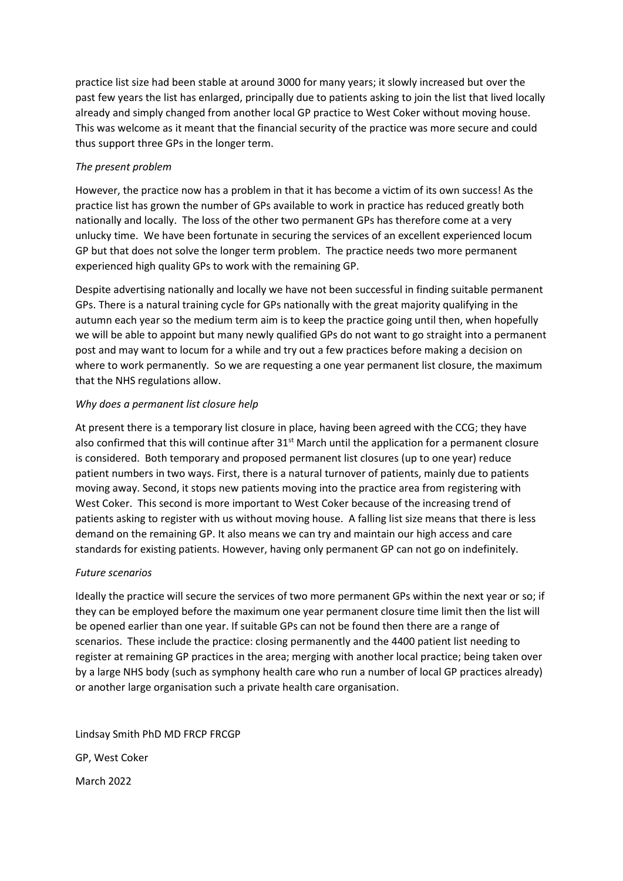practice list size had been stable at around 3000 for many years; it slowly increased but over the past few years the list has enlarged, principally due to patients asking to join the list that lived locally already and simply changed from another local GP practice to West Coker without moving house. This was welcome as it meant that the financial security of the practice was more secure and could thus support three GPs in the longer term.

*The present problem*

However, the practice now has a problem in that it has become a victim of its own success! As the practice list has grown the number of GPs available to work in practice has reduced greatly both nationally and locally. The loss of the other two permanent GPs has therefore come at a very unlucky time. We have been fortunate in securing the services of an excellent experienced locum GP but that does not solve the longer term problem. The practice needs two more permanent experienced high quality GPs to work with the remaining GP.

Despite advertising nationally and locally we have not been successful in finding suitable permanent GPs. There is a natural training cycle for GPs nationally with the great majority qualifying in the autumn each year so the medium term aim is to keep the practice going until then, when hopefully we will be able to appoint but many newly qualified GPs do not want to go straight into a permanent post and may want to locum for a while and try out a few practices before making a decision on where to work permanently. So we are requesting a one year permanent list closure, the maximum that the NHS regulations allow.

*Why does a permanent list closure help*

At present there is a temporary list closure in place, having been agreed with the CCG; they have also confirmed that this will continue after 31st March until the application for a permanent closure is considered. Both temporary and proposed permanent list closures (up to one year) reduce patient numbers in two ways. First, there is a natural turnover of patients, mainly due to patients moving away. Second, it stops new patients moving into the practice area from registering with West Coker. This second is more important to West Coker because of the increasing trend of patients asking to register with us without moving house. A falling list size means that there is less demand on the remaining GP. It also means we can try and maintain our high access and care standards for existing patients. However, having only permanent GP can not go on indefinitely.

*Future scenarios*

Ideally the practice will secure the services of two more permanent GPs within the next year or so; if they can be employed before the maximum one year permanent closure time limit then the list will be opened earlier than one year. If suitable GPs can not be found then there are a range of scenarios. These include the practice: closing permanently and the 4400 patient list needing to register at remaining GP practices in the area; merging with another local practice; being taken over by a large NHS body (such as symphony health care who run a number of local GP practices already) or another large organisation such a private health care organisation.

Lindsay Smith PhD MD FRCP FRCGP

GP, West Coker

March 2022